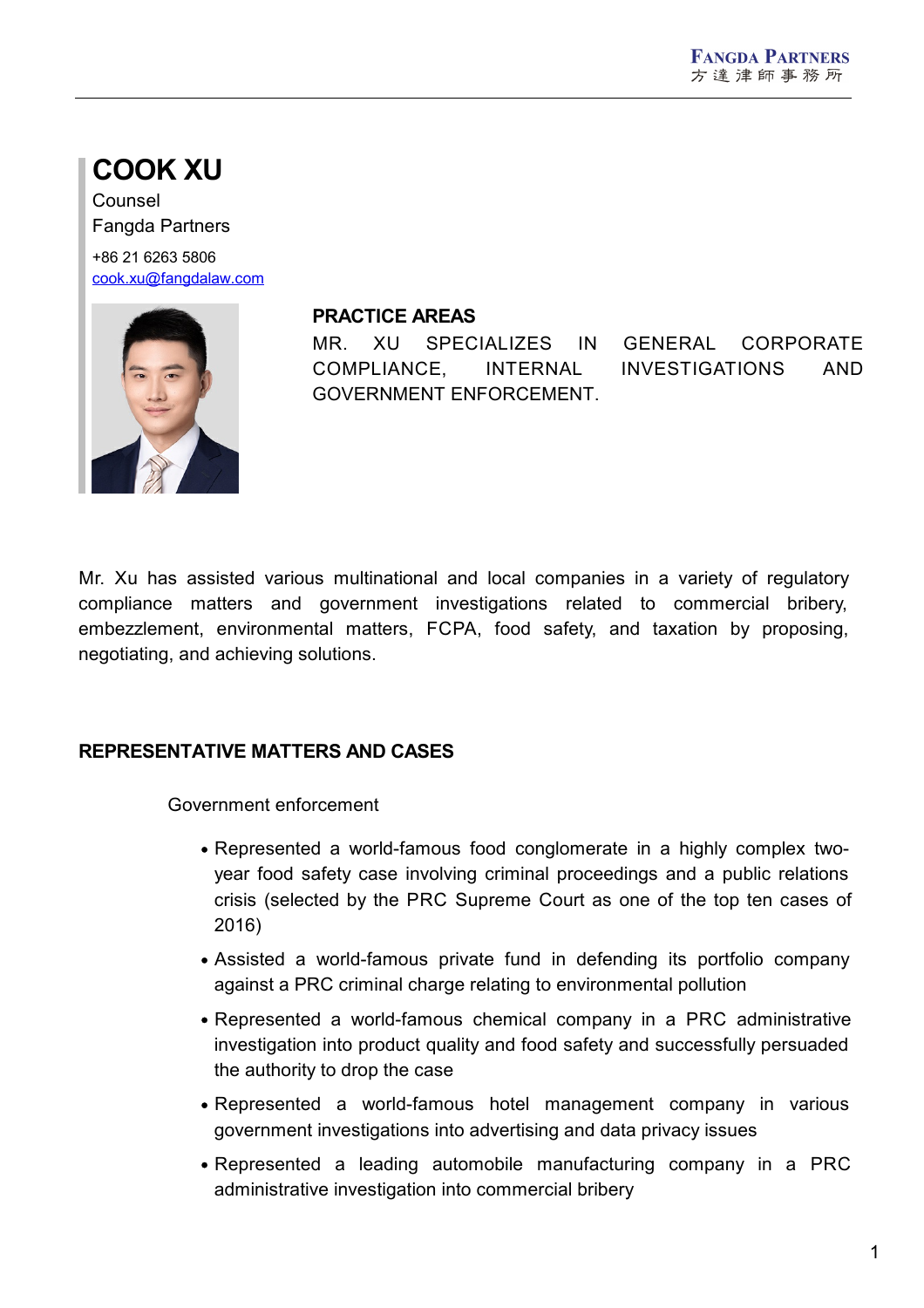# COOK XU

Counsel

Fangda Partners

+86 21 6263 5806

cook.xu@fangdalaw.com

## PRACTICE AREAS

MR. XU SPECIALIZES IN GENERAL CORPORATE COMPLIANCE, INTERNAL INVESTIGATIONS AND GOVERNMENT ENFORCEMENT.

Mr. Xu has assisted various multinational and local companies in a variety of regulatory compliance matters and government investigations related to commercial bribery, embezzlement, environmental matters, FCPA, food safety, and taxation by proposing, negotiating, and achieving solutions.

## REPRESENTATIVE MATTERS AND CASES

### Government enforcement

- Represented a world-famous food conglomerate in a highly complex two-year food safety case involving criminal proceedings and a public relations crisis (selected by the PRC Supreme Court as one of the top ten cases of 2016)
- Assisted a world-famous private fund in defending its portfolio company against a PRC criminal charge relating to environmental pollution
- Represented a world-famous chemical company in a PRC administrative investigation into product quality and food safety and successfully persuaded the authority to drop the case
- Represented a world-famous hotel management company in various government investigations into advertising and data privacy issues
- Represented a leading automobile manufacturing company in a PRC administrative investigation into commercial bribery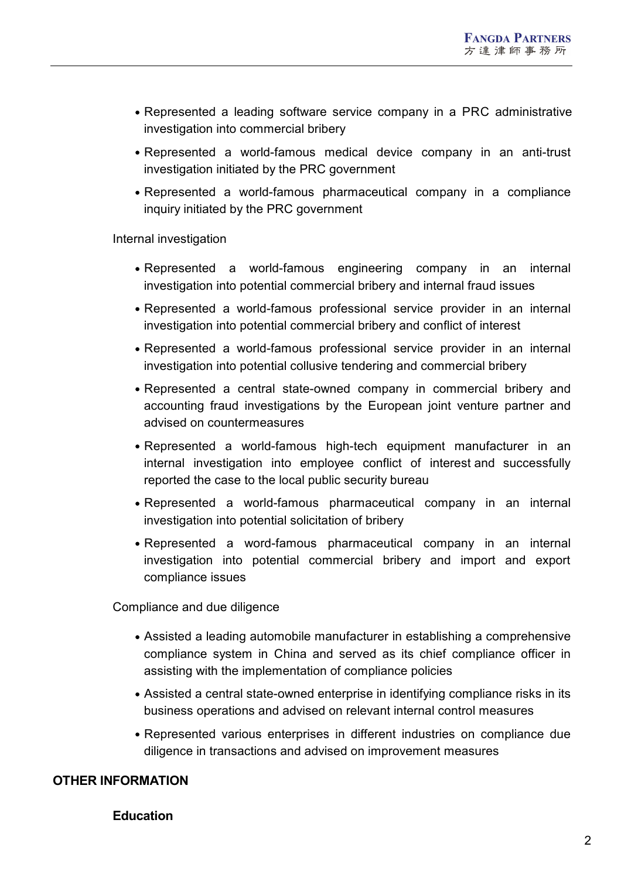- Represented a leading software service company in a PRC administrative investigation into commercial bribery
- Represented a world-famous medical device company in an anti-trust investigation initiated by the PRC government
- Represented a world-famous pharmaceutical company in a compliance inquiry initiated by the PRC government

Internal investigation

- Represented a world-famous engineering company in an internal investigation into potential commercial bribery and internal fraud issues
- Represented a world-famous professional service provider in an internal investigation into potential commercial bribery and conflict of interest
- Represented a world-famous professional service provider in an internal investigation into potential collusive tendering and commercial bribery
- Represented a central state-owned company in commercial bribery and accounting fraud investigations by the European joint venture partner and advised on countermeasures
- Represented a world-famous high-tech equipment manufacturer in an internal investigation into employee conflict of interest and successfully reported the case to the local public security bureau
- Represented a world-famous pharmaceutical company in an internal investigation into potential solicitation of bribery
- Represented a word-famous pharmaceutical company in an internal investigation into potential commercial bribery and import and export compliance issues

Compliance and due diligence

- Assisted a leading automobile manufacturer in establishing a comprehensive compliance system in China and served as its chief compliance officer in assisting with the implementation of compliance policies
- Assisted a central state-owned enterprise in identifying compliance risks in its business operations and advised on relevant internal control measures
- Represented various enterprises in different industries on compliance due diligence in transactions and advised on improvement measures

## OTHER INFORMATION

### Education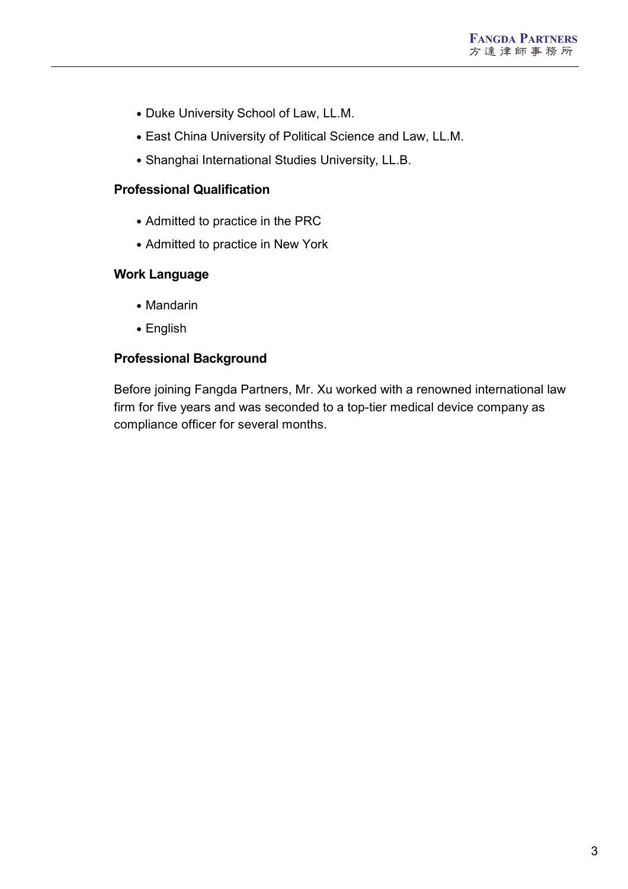- Duke University School of Law, LL.M.
- East China University of Political Science and Law, LL.M.
- Shanghai International Studies University, LL.B.

### Professional Qualification

- Admitted to practice in the PRC
- Admitted to practice in New York

### Work Language

- Mandarin
- English

### Professional Background

Before joining Fangda Partners, Mr. Xu worked with a renowned international law firm for five years and was seconded to a top-tier medical device company as compliance officer for several months.